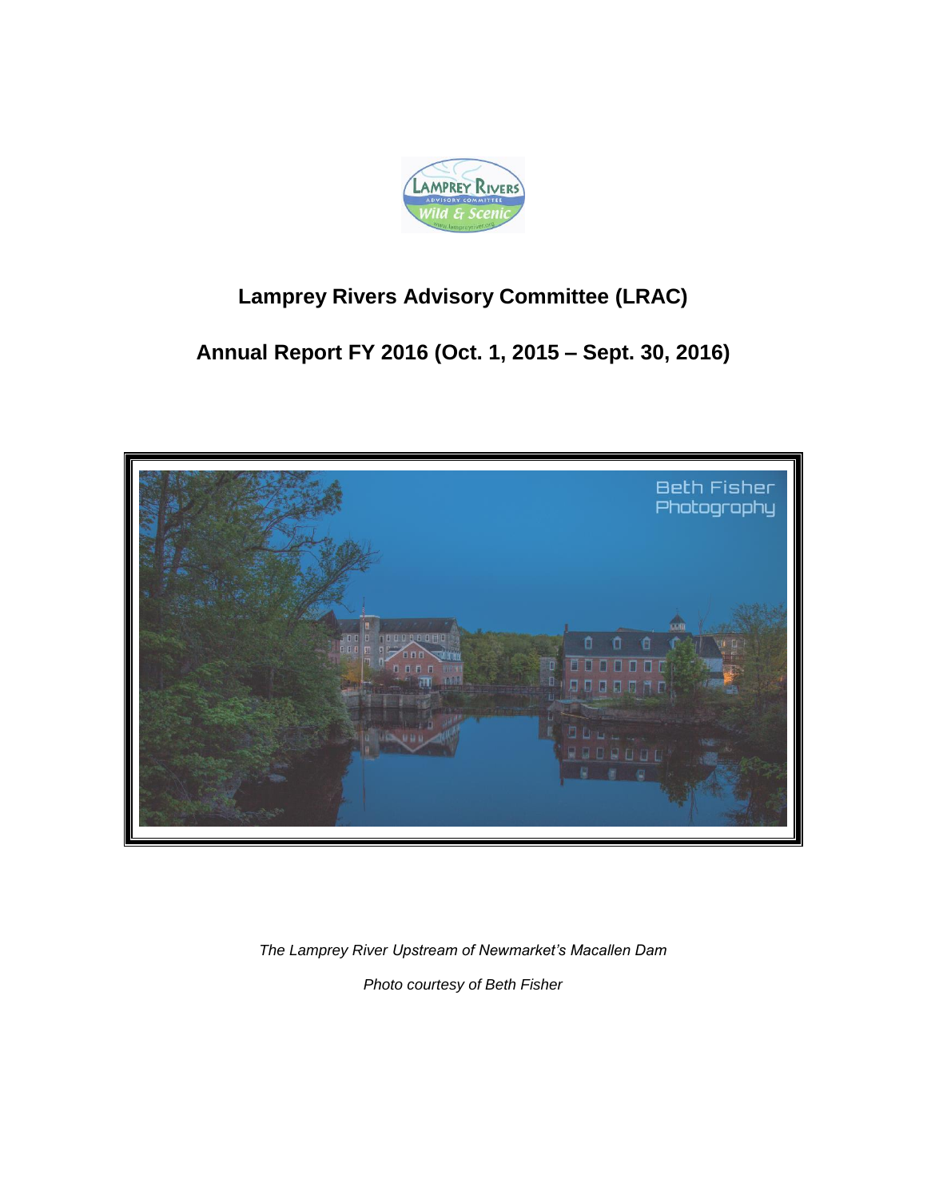# Lamprey Rivers Advisory Committee (LRAC)

## Annual Report FY 2016 (Oct. 1, 2015 – Sept. 30, 2016)

*The Lamprey River Upstream of Newmarket's Macallen Dam*

*Photo courtesy of Beth Fisher*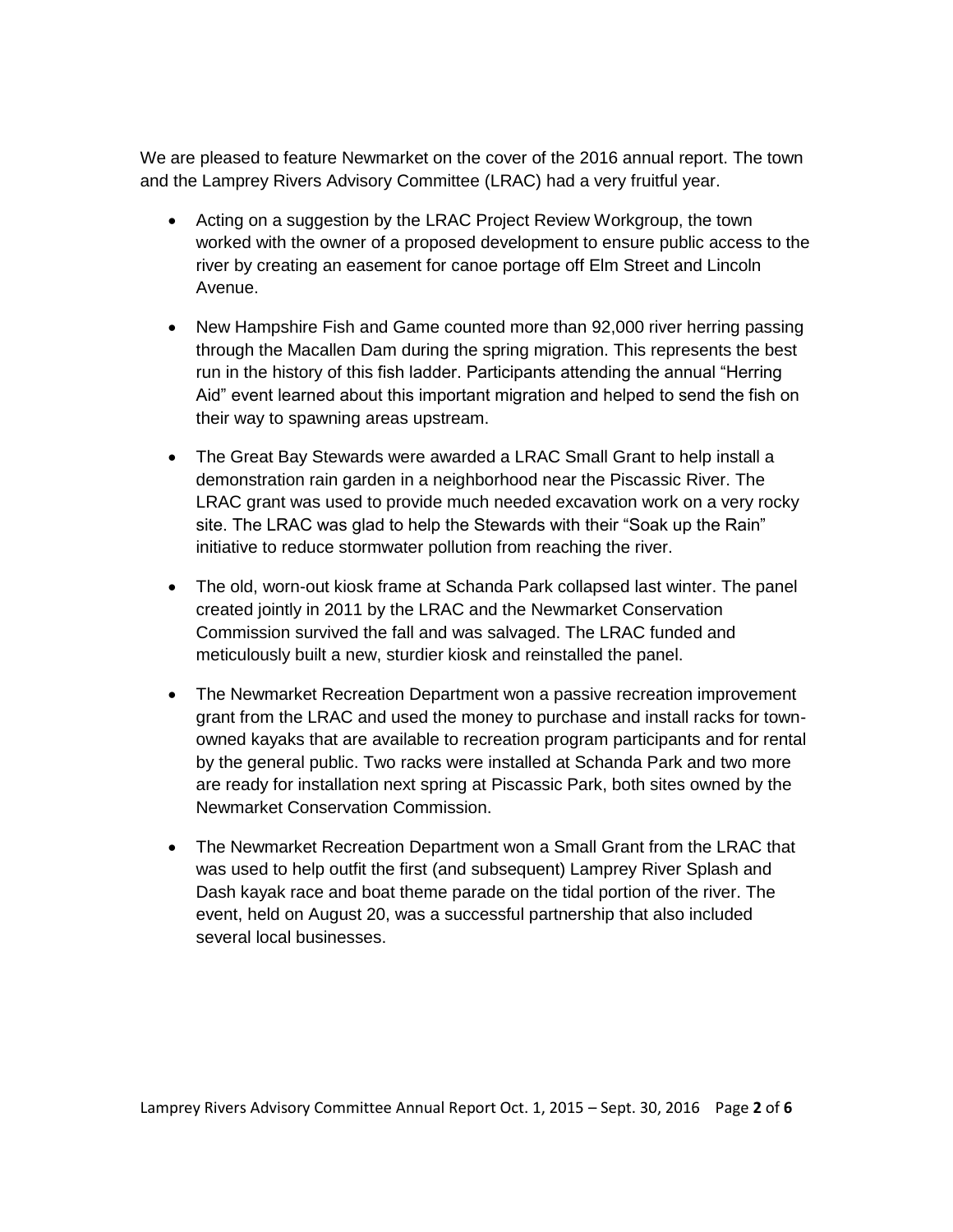We are pleased to feature Newmarket on the cover of the 2016 annual report. The town and the Lamprey Rivers Advisory Committee (LRAC) had a very fruitful year.

- Acting on a suggestion by the LRAC Project Review Workgroup, the town worked with the owner of a proposed development to ensure public access to the river by creating an easement for canoe portage off Elm Street and Lincoln Avenue.
- New Hampshire Fish and Game counted more than 92,000 river herring passing through the Macallen Dam during the spring migration. This represents the best run in the history of this fish ladder. Participants attending the annual "Herring Aid" event learned about this important migration and helped to send the fish on their way to spawning areas upstream.
- The Great Bay Stewards were awarded a LRAC Small Grant to help install a demonstration rain garden in a neighborhood near the Piscassic River. The LRAC grant was used to provide much needed excavation work on a very rocky site. The LRAC was glad to help the Stewards with their "Soak up the Rain" initiative to reduce stormwater pollution from reaching the river.
- The old, worn-out kiosk frame at Schanda Park collapsed last winter. The panel created jointly in 2011 by the LRAC and the Newmarket Conservation Commission survived the fall and was salvaged. The LRAC funded and meticulously built a new, sturdier kiosk and reinstalled the panel.
- The Newmarket Recreation Department won a passive recreation improvement grant from the LRAC and used the money to purchase and install racks for town-owned kayaks that are available to recreation program participants and for rental by the general public. Two racks were installed at Schanda Park and two more are ready for installation next spring at Piscassic Park, both sites owned by the Newmarket Conservation Commission.
- The Newmarket Recreation Department won a Small Grant from the LRAC that was used to help outfit the first (and subsequent) Lamprey River Splash and Dash kayak race and boat theme parade on the tidal portion of the river. The event, held on August 20, was a successful partnership that also included several local businesses.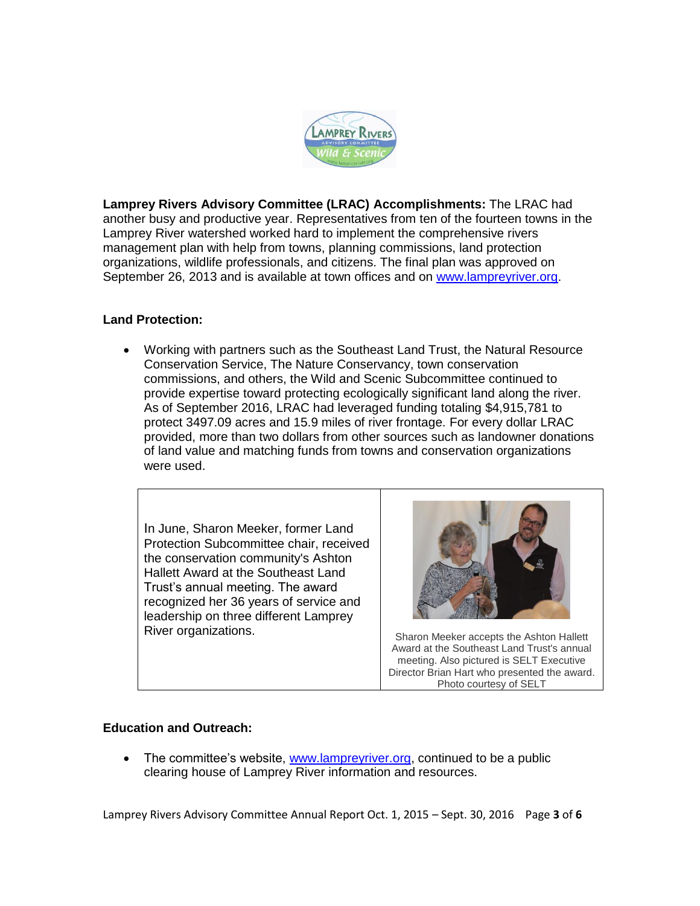**Lamprey Rivers Advisory Committee (LRAC) Accomplishments:** The LRAC had another busy and productive year. Representatives from ten of the fourteen towns in the Lamprey River watershed worked hard to implement the comprehensive rivers management plan with help from towns, planning commissions, land protection organizations, wildlife professionals, and citizens. The final plan was approved on September 26, 2013 and is available at town offices and on www.lampreyriver.org.

**Land Protection:**

- Working with partners such as the Southeast Land Trust, the Natural Resource Conservation Service, The Nature Conservancy, town conservation commissions, and others, the Wild and Scenic Subcommittee continued to provide expertise toward protecting ecologically significant land along the river. As of September 2016, LRAC had leveraged funding totaling $4,915,781 to protect 3497.09 acres and 15.9 miles of river frontage. For every dollar LRAC provided, more than two dollars from other sources such as landowner donations of land value and matching funds from towns and conservation organizations were used.

In June, Sharon Meeker, former Land Protection Subcommittee chair, received the conservation community's Ashton Hallett Award at the Southeast Land Trust's annual meeting. The award recognized her 36 years of service and leadership on three different Lamprey River organizations.

Sharon Meeker accepts the Ashton Hallett Award at the Southeast Land Trust's annual meeting. Also pictured is SELT Executive Director Brian Hart who presented the award. Photo courtesy of SELT

**Education and Outreach:**

- The committee's website, www.lampreyriver.org, continued to be a public clearing house of Lamprey River information and resources.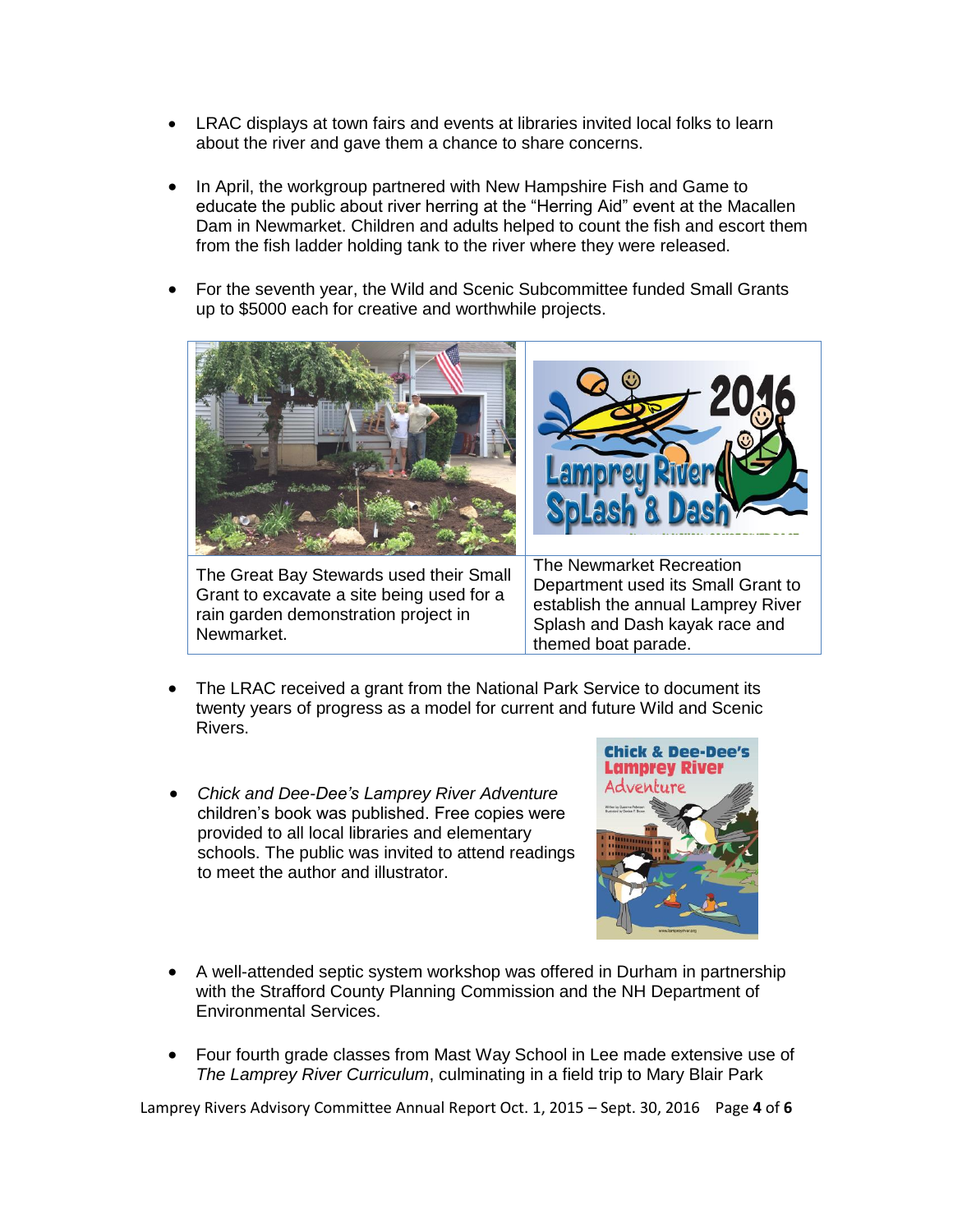- LRAC displays at town fairs and events at libraries invited local folks to learn about the river and gave them a chance to share concerns.

- In April, the workgroup partnered with New Hampshire Fish and Game to educate the public about river herring at the "Herring Aid" event at the Macallen Dam in Newmarket. Children and adults helped to count the fish and escort them from the fish ladder holding tank to the river where they were released.

- For the seventh year, the Wild and Scenic Subcommittee funded Small Grants up to $5000 each for creative and worthwhile projects.

| | |
|---|---|
| The Great Bay Stewards used their Small Grant to excavate a site being used for a rain garden demonstration project in Newmarket. | The Newmarket Recreation Department used its Small Grant to establish the annual Lamprey River Splash and Dash kayak race and themed boat parade. |

- The LRAC received a grant from the National Park Service to document its twenty years of progress as a model for current and future Wild and Scenic Rivers.

- *Chick and Dee-Dee's Lamprey River Adventure* children's book was published. Free copies were provided to all local libraries and elementary schools. The public was invited to attend readings to meet the author and illustrator.

- A well-attended septic system workshop was offered in Durham in partnership with the Strafford County Planning Commission and the NH Department of Environmental Services.

- Four fourth grade classes from Mast Way School in Lee made extensive use of *The Lamprey River Curriculum*, culminating in a field trip to Mary Blair Park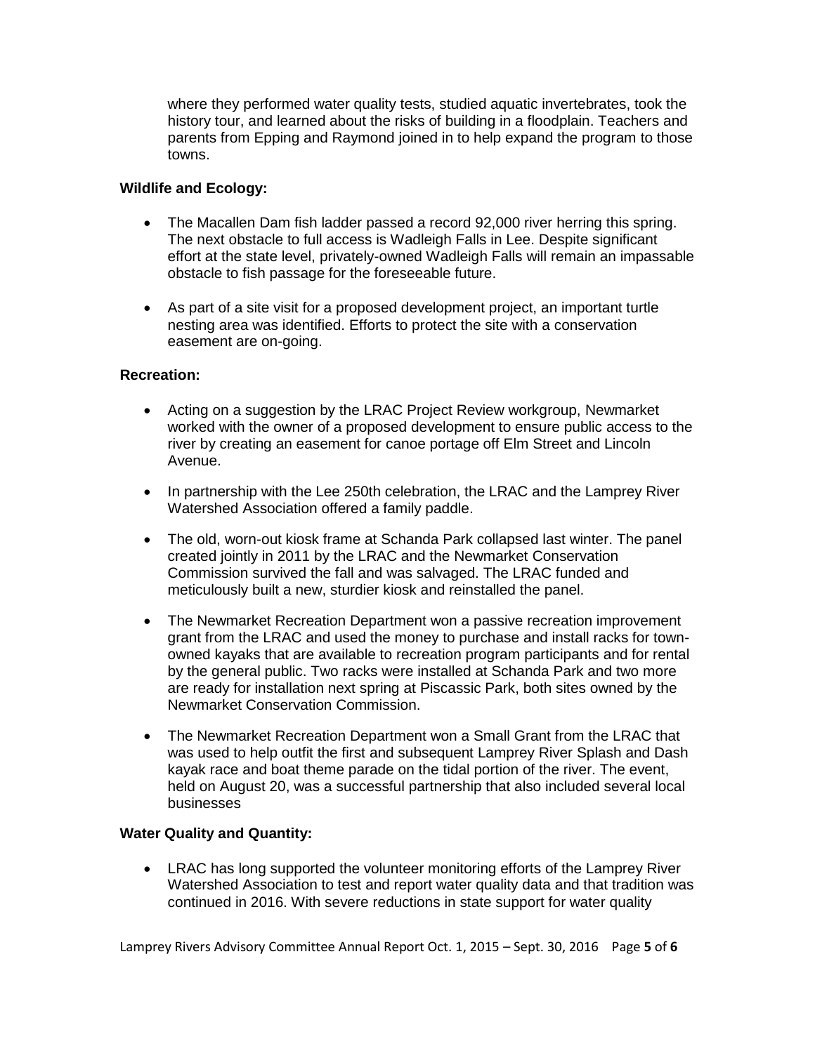where they performed water quality tests, studied aquatic invertebrates, took the history tour, and learned about the risks of building in a floodplain. Teachers and parents from Epping and Raymond joined in to help expand the program to those towns.

**Wildlife and Ecology:**

- The Macallen Dam fish ladder passed a record 92,000 river herring this spring. The next obstacle to full access is Wadleigh Falls in Lee. Despite significant effort at the state level, privately-owned Wadleigh Falls will remain an impassable obstacle to fish passage for the foreseeable future.

- As part of a site visit for a proposed development project, an important turtle nesting area was identified. Efforts to protect the site with a conservation easement are on-going.

**Recreation:**

- Acting on a suggestion by the LRAC Project Review workgroup, Newmarket worked with the owner of a proposed development to ensure public access to the river by creating an easement for canoe portage off Elm Street and Lincoln Avenue.

- In partnership with the Lee 250th celebration, the LRAC and the Lamprey River Watershed Association offered a family paddle.

- The old, worn-out kiosk frame at Schanda Park collapsed last winter. The panel created jointly in 2011 by the LRAC and the Newmarket Conservation Commission survived the fall and was salvaged. The LRAC funded and meticulously built a new, sturdier kiosk and reinstalled the panel.

- The Newmarket Recreation Department won a passive recreation improvement grant from the LRAC and used the money to purchase and install racks for town-owned kayaks that are available to recreation program participants and for rental by the general public. Two racks were installed at Schanda Park and two more are ready for installation next spring at Piscassic Park, both sites owned by the Newmarket Conservation Commission.

- The Newmarket Recreation Department won a Small Grant from the LRAC that was used to help outfit the first and subsequent Lamprey River Splash and Dash kayak race and boat theme parade on the tidal portion of the river. The event, held on August 20, was a successful partnership that also included several local businesses

**Water Quality and Quantity:**

- LRAC has long supported the volunteer monitoring efforts of the Lamprey River Watershed Association to test and report water quality data and that tradition was continued in 2016. With severe reductions in state support for water quality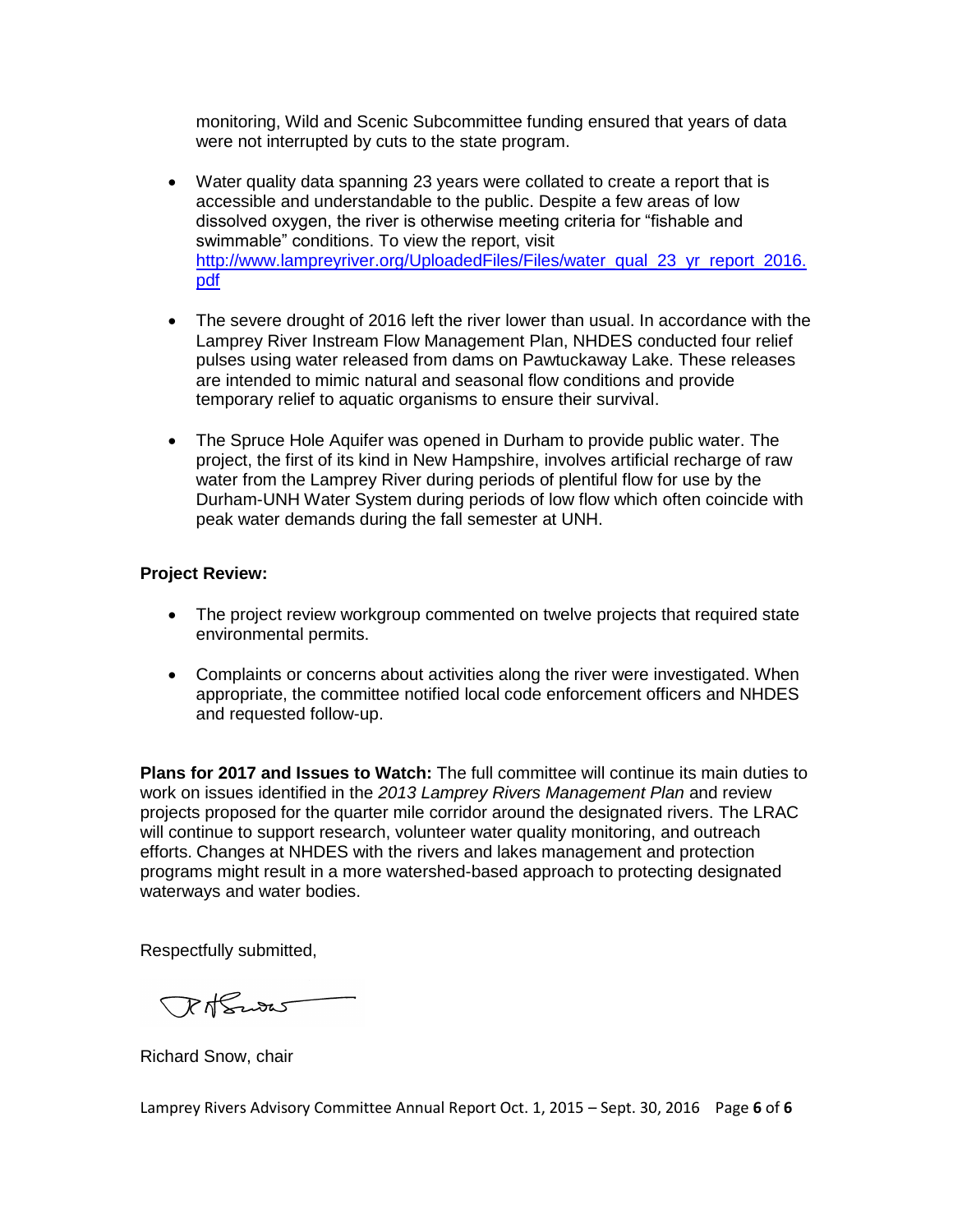monitoring, Wild and Scenic Subcommittee funding ensured that years of data were not interrupted by cuts to the state program.

- Water quality data spanning 23 years were collated to create a report that is accessible and understandable to the public. Despite a few areas of low dissolved oxygen, the river is otherwise meeting criteria for "fishable and swimmable" conditions. To view the report, visit [http://www.lampreyriver.org/UploadedFiles/Files/water_qual_23_yr_report_2016.pdf](http://www.lampreyriver.org/UploadedFiles/Files/water_qual_23_yr_report_2016.pdf)

- The severe drought of 2016 left the river lower than usual. In accordance with the Lamprey River Instream Flow Management Plan, NHDES conducted four relief pulses using water released from dams on Pawtuckaway Lake. These releases are intended to mimic natural and seasonal flow conditions and provide temporary relief to aquatic organisms to ensure their survival.

- The Spruce Hole Aquifer was opened in Durham to provide public water. The project, the first of its kind in New Hampshire, involves artificial recharge of raw water from the Lamprey River during periods of plentiful flow for use by the Durham-UNH Water System during periods of low flow which often coincide with peak water demands during the fall semester at UNH.

**Project Review:**

- The project review workgroup commented on twelve projects that required state environmental permits.

- Complaints or concerns about activities along the river were investigated. When appropriate, the committee notified local code enforcement officers and NHDES and requested follow-up.

**Plans for 2017 and Issues to Watch:** The full committee will continue its main duties to work on issues identified in the *2013 Lamprey Rivers Management Plan* and review projects proposed for the quarter mile corridor around the designated rivers. The LRAC will continue to support research, volunteer water quality monitoring, and outreach efforts. Changes at NHDES with the rivers and lakes management and protection programs might result in a more watershed-based approach to protecting designated waterways and water bodies.

Respectfully submitted,

Richard Snow, chair